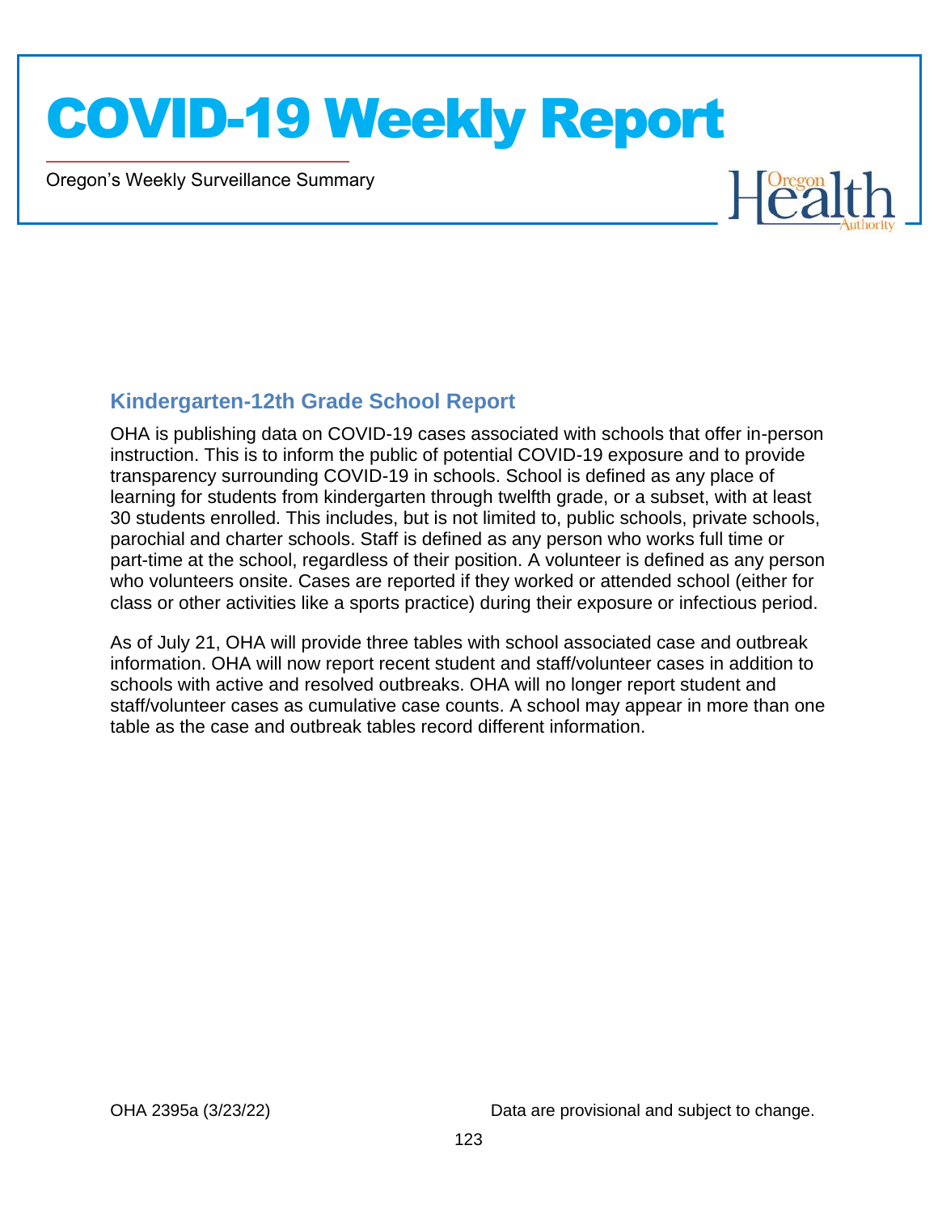# COVID-19 Weekly Report

Oregon's Weekly Surveillance Summary

## Kindergarten-12th Grade School Report

OHA is publishing data on COVID-19 cases associated with schools that offer in-person instruction. This is to inform the public of potential COVID-19 exposure and to provide transparency surrounding COVID-19 in schools. School is defined as any place of learning for students from kindergarten through twelfth grade, or a subset, with at least 30 students enrolled. This includes, but is not limited to, public schools, private schools, parochial and charter schools. Staff is defined as any person who works full time or part-time at the school, regardless of their position. A volunteer is defined as any person who volunteers onsite. Cases are reported if they worked or attended school (either for class or other activities like a sports practice) during their exposure or infectious period.

As of July 21, OHA will provide three tables with school associated case and outbreak information. OHA will now report recent student and staff/volunteer cases in addition to schools with active and resolved outbreaks. OHA will no longer report student and staff/volunteer cases as cumulative case counts. A school may appear in more than one table as the case and outbreak tables record different information.

OHA 2395a (3/23/22)

Data are provisional and subject to change.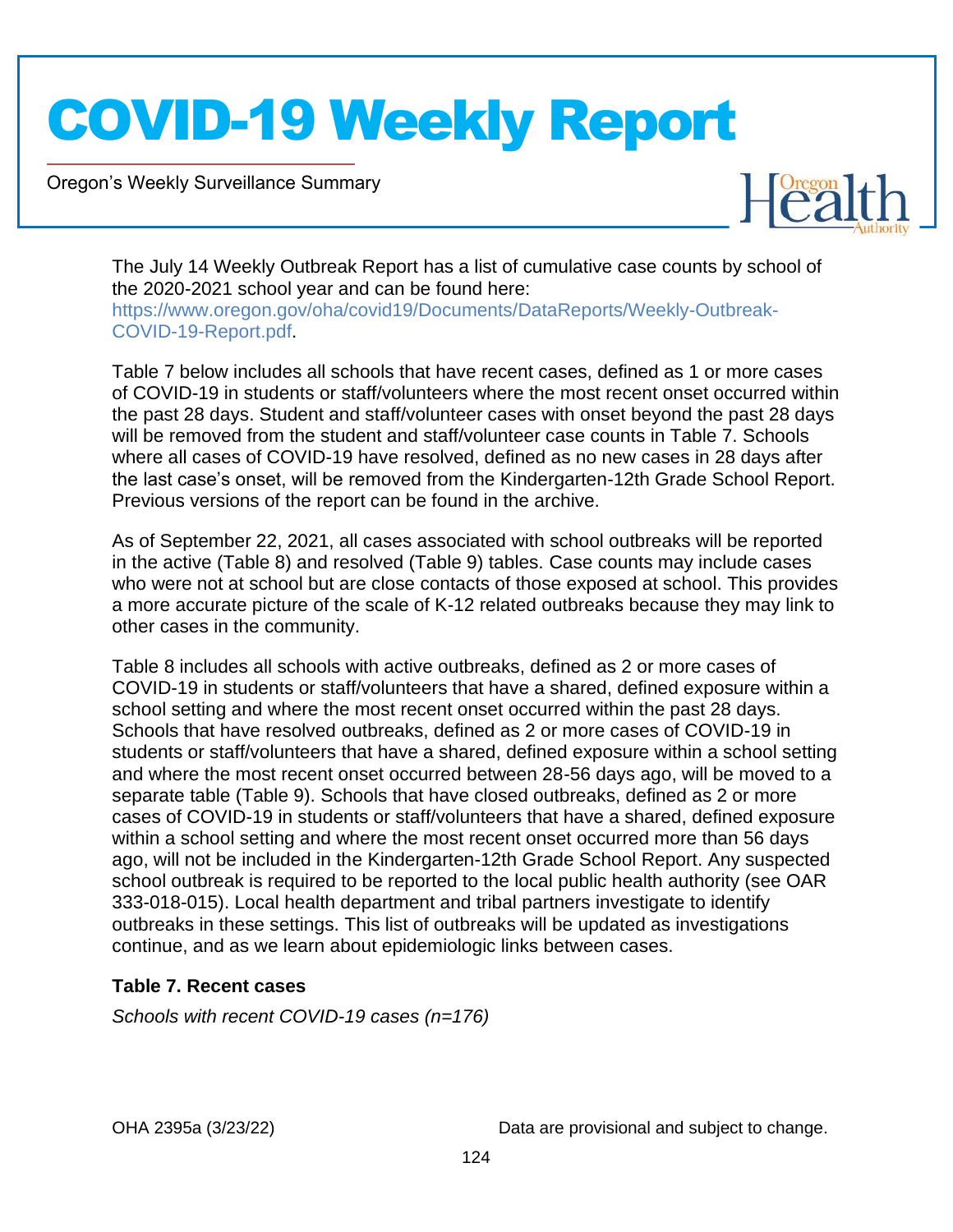The July 14 Weekly Outbreak Report has a list of cumulative case counts by school of the 2020-2021 school year and can be found here: https://www.oregon.gov/oha/covid19/Documents/DataReports/Weekly-Outbreak-COVID-19-Report.pdf.

Table 7 below includes all schools that have recent cases, defined as 1 or more cases of COVID-19 in students or staff/volunteers where the most recent onset occurred within the past 28 days. Student and staff/volunteer cases with onset beyond the past 28 days will be removed from the student and staff/volunteer case counts in Table 7. Schools where all cases of COVID-19 have resolved, defined as no new cases in 28 days after the last case's onset, will be removed from the Kindergarten-12th Grade School Report. Previous versions of the report can be found in the archive.

As of September 22, 2021, all cases associated with school outbreaks will be reported in the active (Table 8) and resolved (Table 9) tables. Case counts may include cases who were not at school but are close contacts of those exposed at school. This provides a more accurate picture of the scale of K-12 related outbreaks because they may link to other cases in the community.

Table 8 includes all schools with active outbreaks, defined as 2 or more cases of COVID-19 in students or staff/volunteers that have a shared, defined exposure within a school setting and where the most recent onset occurred within the past 28 days. Schools that have resolved outbreaks, defined as 2 or more cases of COVID-19 in students or staff/volunteers that have a shared, defined exposure within a school setting and where the most recent onset occurred between 28-56 days ago, will be moved to a separate table (Table 9). Schools that have closed outbreaks, defined as 2 or more cases of COVID-19 in students or staff/volunteers that have a shared, defined exposure within a school setting and where the most recent onset occurred more than 56 days ago, will not be included in the Kindergarten-12th Grade School Report. Any suspected school outbreak is required to be reported to the local public health authority (see OAR 333-018-015). Local health department and tribal partners investigate to identify outbreaks in these settings. This list of outbreaks will be updated as investigations continue, and as we learn about epidemiologic links between cases.

**Table 7. Recent cases**

*Schools with recent COVID-19 cases (n=176)*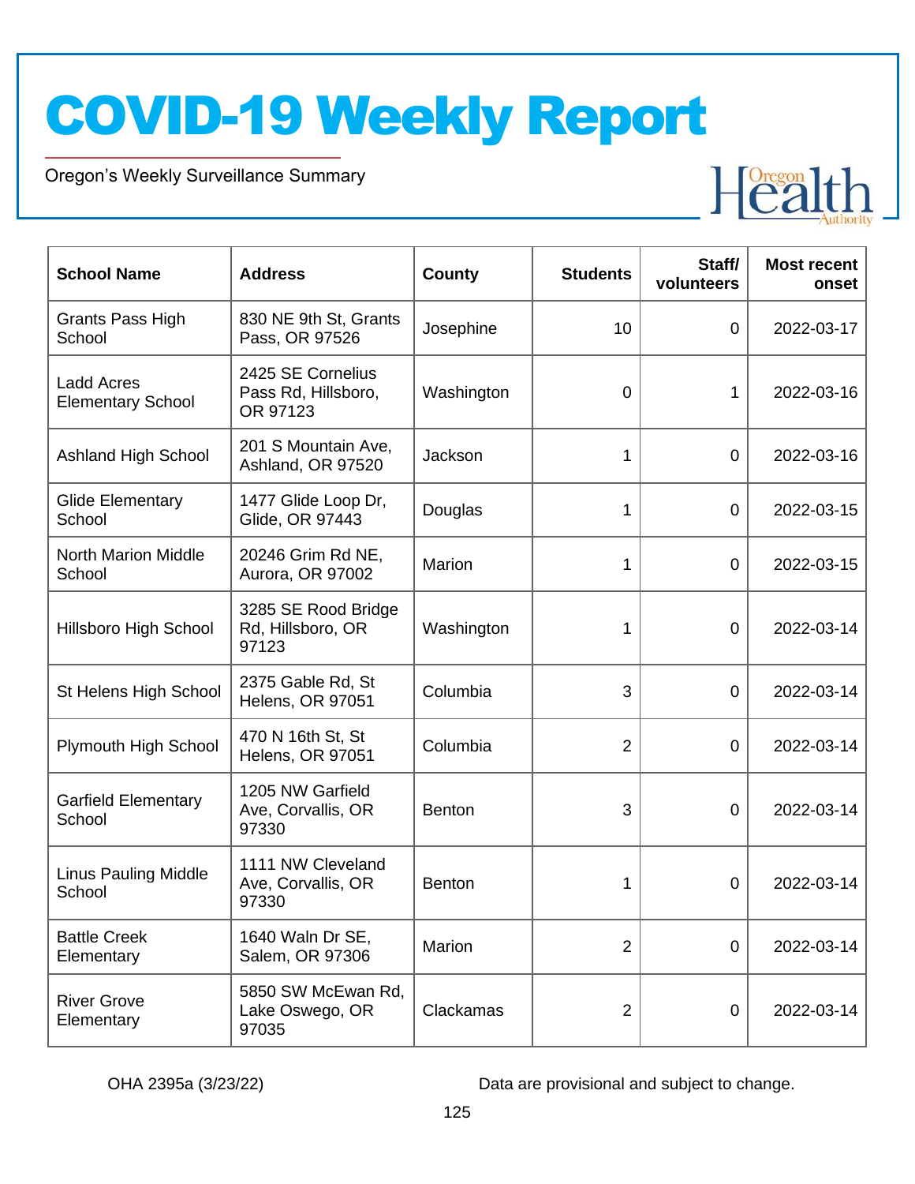# COVID-19 Weekly Report

Oregon's Weekly Surveillance Summary

| School Name | Address | County | Students | Staff/ volunteers | Most recent onset |
|---|---|---|---|---|---|
| Grants Pass High School | 830 NE 9th St, Grants Pass, OR 97526 | Josephine | 10 | 0 | 2022-03-17 |
| Ladd Acres Elementary School | 2425 SE Cornelius Pass Rd, Hillsboro, OR 97123 | Washington | 0 | 1 | 2022-03-16 |
| Ashland High School | 201 S Mountain Ave, Ashland, OR 97520 | Jackson | 1 | 0 | 2022-03-16 |
| Glide Elementary School | 1477 Glide Loop Dr, Glide, OR 97443 | Douglas | 1 | 0 | 2022-03-15 |
| North Marion Middle School | 20246 Grim Rd NE, Aurora, OR 97002 | Marion | 1 | 0 | 2022-03-15 |
| Hillsboro High School | 3285 SE Rood Bridge Rd, Hillsboro, OR 97123 | Washington | 1 | 0 | 2022-03-14 |
| St Helens High School | 2375 Gable Rd, St Helens, OR 97051 | Columbia | 3 | 0 | 2022-03-14 |
| Plymouth High School | 470 N 16th St, St Helens, OR 97051 | Columbia | 2 | 0 | 2022-03-14 |
| Garfield Elementary School | 1205 NW Garfield Ave, Corvallis, OR 97330 | Benton | 3 | 0 | 2022-03-14 |
| Linus Pauling Middle School | 1111 NW Cleveland Ave, Corvallis, OR 97330 | Benton | 1 | 0 | 2022-03-14 |
| Battle Creek Elementary | 1640 Waln Dr SE, Salem, OR 97306 | Marion | 2 | 0 | 2022-03-14 |
| River Grove Elementary | 5850 SW McEwan Rd, Lake Oswego, OR 97035 | Clackamas | 2 | 0 | 2022-03-14 |

OHA 2395a (3/23/22)

Data are provisional and subject to change.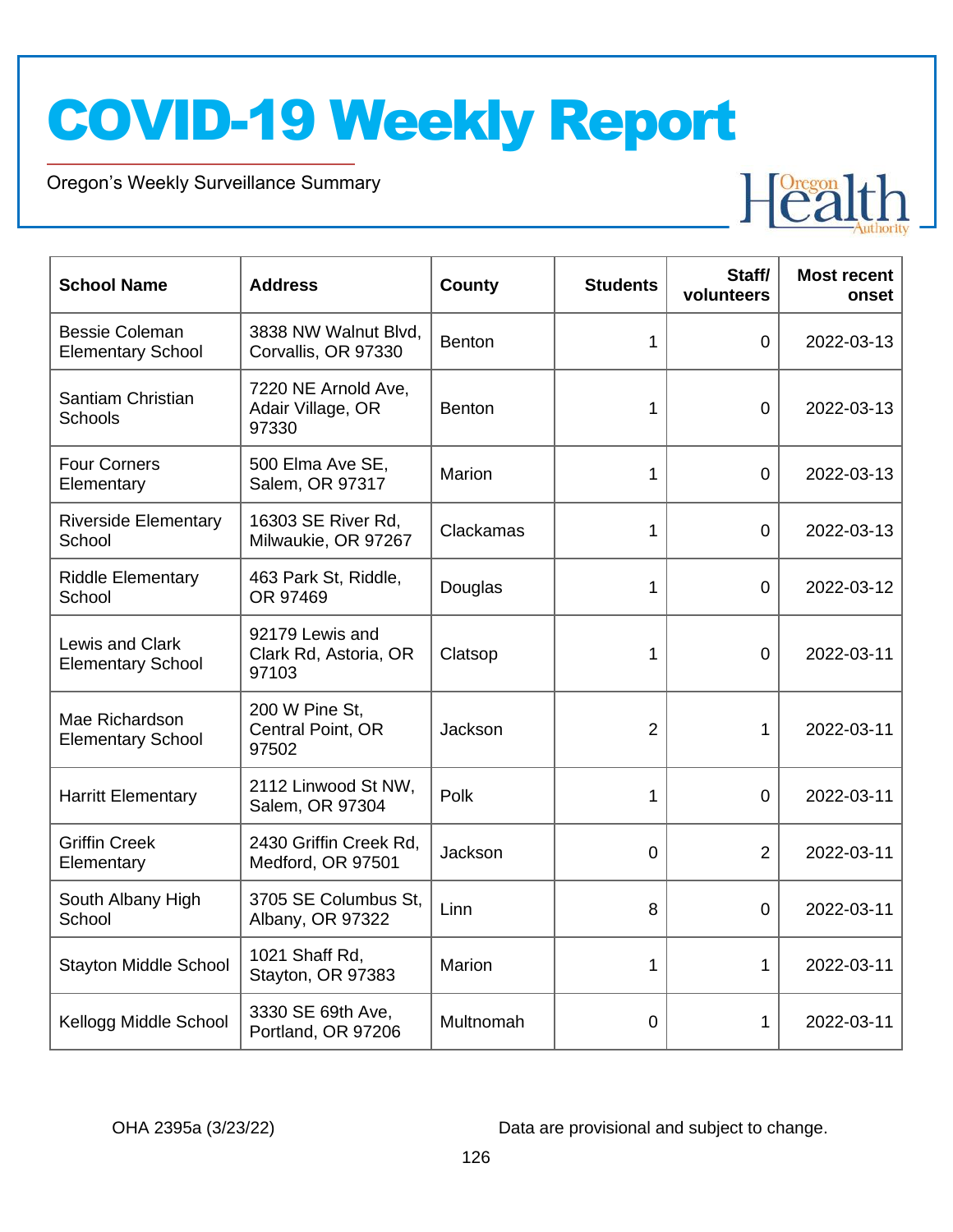# COVID-19 Weekly Report

Oregon's Weekly Surveillance Summary

| School Name | Address | County | Students | Staff/ volunteers | Most recent onset |
|---|---|---|---|---|---|
| Bessie Coleman Elementary School | 3838 NW Walnut Blvd, Corvallis, OR 97330 | Benton | 1 | 0 | 2022-03-13 |
| Santiam Christian Schools | 7220 NE Arnold Ave, Adair Village, OR 97330 | Benton | 1 | 0 | 2022-03-13 |
| Four Corners Elementary | 500 Elma Ave SE, Salem, OR 97317 | Marion | 1 | 0 | 2022-03-13 |
| Riverside Elementary School | 16303 SE River Rd, Milwaukie, OR 97267 | Clackamas | 1 | 0 | 2022-03-13 |
| Riddle Elementary School | 463 Park St, Riddle, OR 97469 | Douglas | 1 | 0 | 2022-03-12 |
| Lewis and Clark Elementary School | 92179 Lewis and Clark Rd, Astoria, OR 97103 | Clatsop | 1 | 0 | 2022-03-11 |
| Mae Richardson Elementary School | 200 W Pine St, Central Point, OR 97502 | Jackson | 2 | 1 | 2022-03-11 |
| Harritt Elementary | 2112 Linwood St NW, Salem, OR 97304 | Polk | 1 | 0 | 2022-03-11 |
| Griffin Creek Elementary | 2430 Griffin Creek Rd, Medford, OR 97501 | Jackson | 0 | 2 | 2022-03-11 |
| South Albany High School | 3705 SE Columbus St, Albany, OR 97322 | Linn | 8 | 0 | 2022-03-11 |
| Stayton Middle School | 1021 Shaff Rd, Stayton, OR 97383 | Marion | 1 | 1 | 2022-03-11 |
| Kellogg Middle School | 3330 SE 69th Ave, Portland, OR 97206 | Multnomah | 0 | 1 | 2022-03-11 |

OHA 2395a (3/23/22)

Data are provisional and subject to change.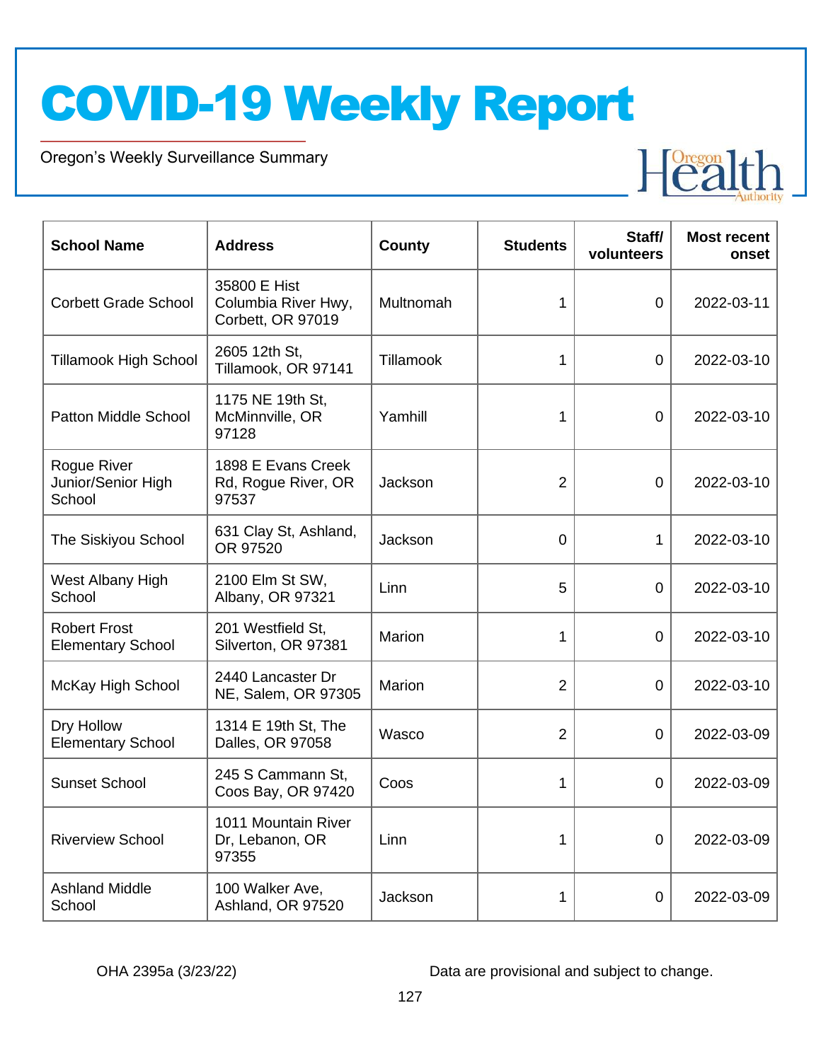# COVID-19 Weekly Report

Oregon's Weekly Surveillance Summary

| School Name | Address | County | Students | Staff/ volunteers | Most recent onset |
|---|---|---|---|---|---|
| Corbett Grade School | 35800 E Hist Columbia River Hwy, Corbett, OR 97019 | Multnomah | 1 | 0 | 2022-03-11 |
| Tillamook High School | 2605 12th St, Tillamook, OR 97141 | Tillamook | 1 | 0 | 2022-03-10 |
| Patton Middle School | 1175 NE 19th St, McMinnville, OR 97128 | Yamhill | 1 | 0 | 2022-03-10 |
| Rogue River Junior/Senior High School | 1898 E Evans Creek Rd, Rogue River, OR 97537 | Jackson | 2 | 0 | 2022-03-10 |
| The Siskiyou School | 631 Clay St, Ashland, OR 97520 | Jackson | 0 | 1 | 2022-03-10 |
| West Albany High School | 2100 Elm St SW, Albany, OR 97321 | Linn | 5 | 0 | 2022-03-10 |
| Robert Frost Elementary School | 201 Westfield St, Silverton, OR 97381 | Marion | 1 | 0 | 2022-03-10 |
| McKay High School | 2440 Lancaster Dr NE, Salem, OR 97305 | Marion | 2 | 0 | 2022-03-10 |
| Dry Hollow Elementary School | 1314 E 19th St, The Dalles, OR 97058 | Wasco | 2 | 0 | 2022-03-09 |
| Sunset School | 245 S Cammann St, Coos Bay, OR 97420 | Coos | 1 | 0 | 2022-03-09 |
| Riverview School | 1011 Mountain River Dr, Lebanon, OR 97355 | Linn | 1 | 0 | 2022-03-09 |
| Ashland Middle School | 100 Walker Ave, Ashland, OR 97520 | Jackson | 1 | 0 | 2022-03-09 |

OHA 2395a (3/23/22)

Data are provisional and subject to change.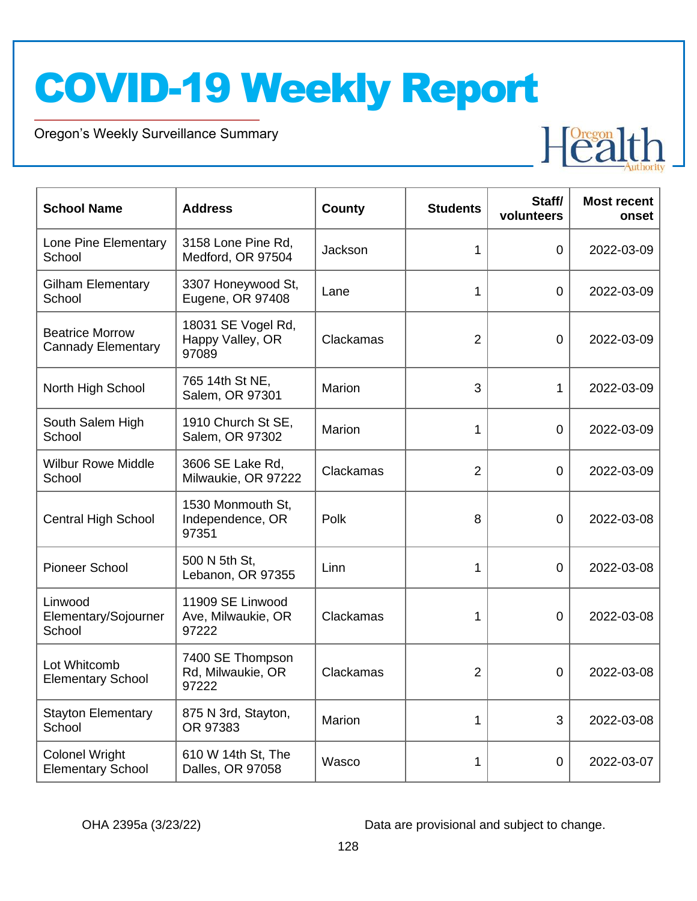# COVID-19 Weekly Report

Oregon's Weekly Surveillance Summary

| School Name | Address | County | Students | Staff/ volunteers | Most recent onset |
|---|---|---|---|---|---|
| Lone Pine Elementary School | 3158 Lone Pine Rd, Medford, OR 97504 | Jackson | 1 | 0 | 2022-03-09 |
| Gilham Elementary School | 3307 Honeywood St, Eugene, OR 97408 | Lane | 1 | 0 | 2022-03-09 |
| Beatrice Morrow Cannady Elementary | 18031 SE Vogel Rd, Happy Valley, OR 97089 | Clackamas | 2 | 0 | 2022-03-09 |
| North High School | 765 14th St NE, Salem, OR 97301 | Marion | 3 | 1 | 2022-03-09 |
| South Salem High School | 1910 Church St SE, Salem, OR 97302 | Marion | 1 | 0 | 2022-03-09 |
| Wilbur Rowe Middle School | 3606 SE Lake Rd, Milwaukie, OR 97222 | Clackamas | 2 | 0 | 2022-03-09 |
| Central High School | 1530 Monmouth St, Independence, OR 97351 | Polk | 8 | 0 | 2022-03-08 |
| Pioneer School | 500 N 5th St, Lebanon, OR 97355 | Linn | 1 | 0 | 2022-03-08 |
| Linwood Elementary/Sojourner School | 11909 SE Linwood Ave, Milwaukie, OR 97222 | Clackamas | 1 | 0 | 2022-03-08 |
| Lot Whitcomb Elementary School | 7400 SE Thompson Rd, Milwaukie, OR 97222 | Clackamas | 2 | 0 | 2022-03-08 |
| Stayton Elementary School | 875 N 3rd, Stayton, OR 97383 | Marion | 1 | 3 | 2022-03-08 |
| Colonel Wright Elementary School | 610 W 14th St, The Dalles, OR 97058 | Wasco | 1 | 0 | 2022-03-07 |

OHA 2395a (3/23/22) Data are provisional and subject to change.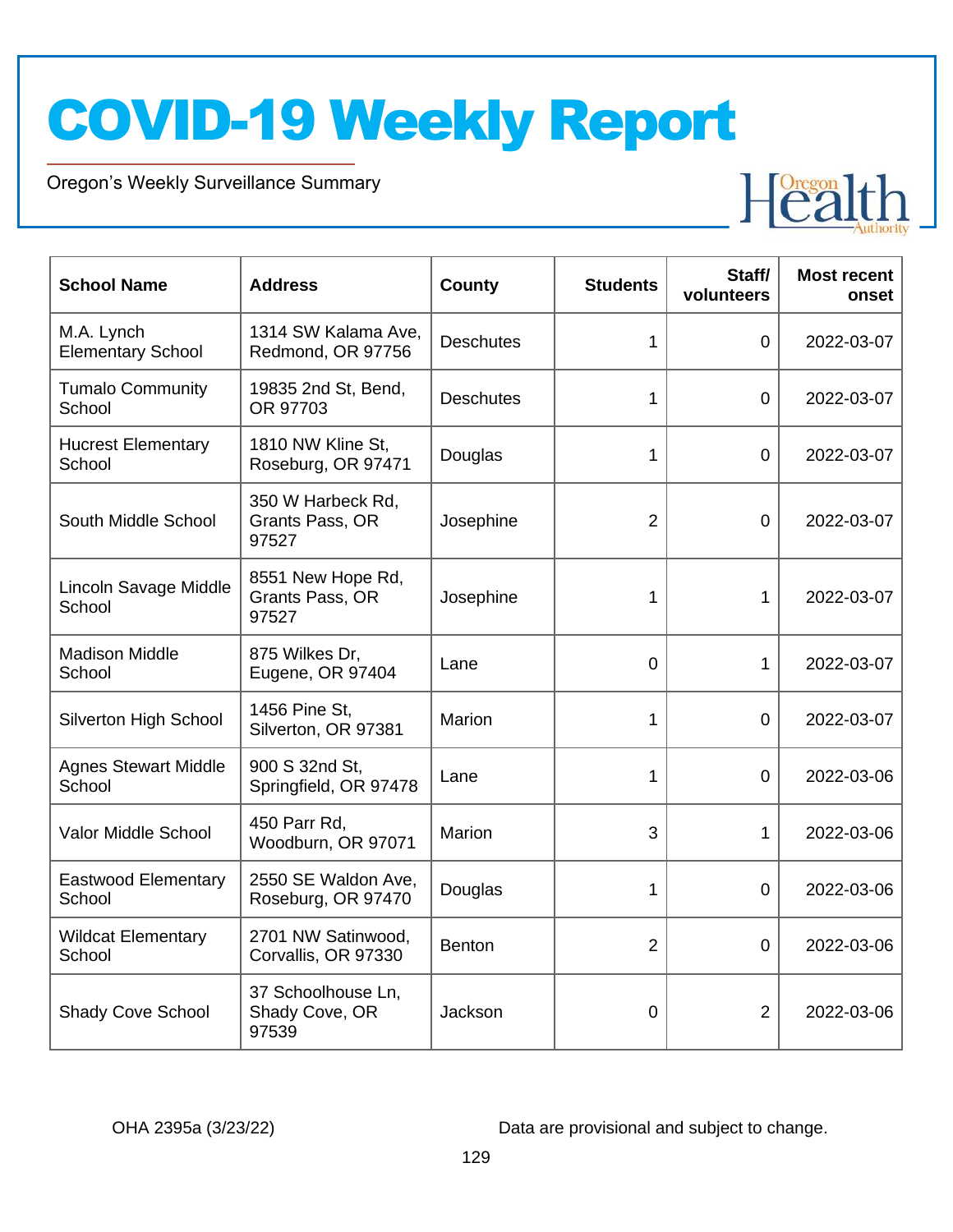# COVID-19 Weekly Report

Oregon's Weekly Surveillance Summary

| School Name | Address | County | Students | Staff/ volunteers | Most recent onset |
|---|---|---|---|---|---|
| M.A. Lynch Elementary School | 1314 SW Kalama Ave, Redmond, OR 97756 | Deschutes | 1 | 0 | 2022-03-07 |
| Tumalo Community School | 19835 2nd St, Bend, OR 97703 | Deschutes | 1 | 0 | 2022-03-07 |
| Hucrest Elementary School | 1810 NW Kline St, Roseburg, OR 97471 | Douglas | 1 | 0 | 2022-03-07 |
| South Middle School | 350 W Harbeck Rd, Grants Pass, OR 97527 | Josephine | 2 | 0 | 2022-03-07 |
| Lincoln Savage Middle School | 8551 New Hope Rd, Grants Pass, OR 97527 | Josephine | 1 | 1 | 2022-03-07 |
| Madison Middle School | 875 Wilkes Dr, Eugene, OR 97404 | Lane | 0 | 1 | 2022-03-07 |
| Silverton High School | 1456 Pine St, Silverton, OR 97381 | Marion | 1 | 0 | 2022-03-07 |
| Agnes Stewart Middle School | 900 S 32nd St, Springfield, OR 97478 | Lane | 1 | 0 | 2022-03-06 |
| Valor Middle School | 450 Parr Rd, Woodburn, OR 97071 | Marion | 3 | 1 | 2022-03-06 |
| Eastwood Elementary School | 2550 SE Waldon Ave, Roseburg, OR 97470 | Douglas | 1 | 0 | 2022-03-06 |
| Wildcat Elementary School | 2701 NW Satinwood, Corvallis, OR 97330 | Benton | 2 | 0 | 2022-03-06 |
| Shady Cove School | 37 Schoolhouse Ln, Shady Cove, OR 97539 | Jackson | 0 | 2 | 2022-03-06 |

OHA 2395a (3/23/22)

Data are provisional and subject to change.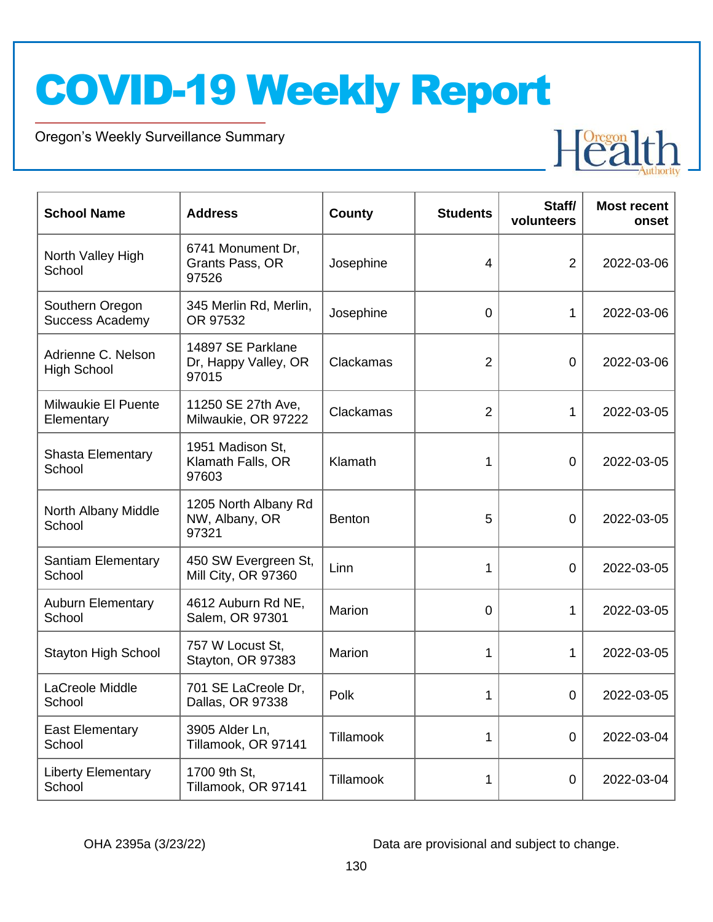# COVID-19 Weekly Report

Oregon's Weekly Surveillance Summary

| School Name | Address | County | Students | Staff/ volunteers | Most recent onset |
|---|---|---|---|---|---|
| North Valley High School | 6741 Monument Dr, Grants Pass, OR 97526 | Josephine | 4 | 2 | 2022-03-06 |
| Southern Oregon Success Academy | 345 Merlin Rd, Merlin, OR 97532 | Josephine | 0 | 1 | 2022-03-06 |
| Adrienne C. Nelson High School | 14897 SE Parklane Dr, Happy Valley, OR 97015 | Clackamas | 2 | 0 | 2022-03-06 |
| Milwaukie El Puente Elementary | 11250 SE 27th Ave, Milwaukie, OR 97222 | Clackamas | 2 | 1 | 2022-03-05 |
| Shasta Elementary School | 1951 Madison St, Klamath Falls, OR 97603 | Klamath | 1 | 0 | 2022-03-05 |
| North Albany Middle School | 1205 North Albany Rd NW, Albany, OR 97321 | Benton | 5 | 0 | 2022-03-05 |
| Santiam Elementary School | 450 SW Evergreen St, Mill City, OR 97360 | Linn | 1 | 0 | 2022-03-05 |
| Auburn Elementary School | 4612 Auburn Rd NE, Salem, OR 97301 | Marion | 0 | 1 | 2022-03-05 |
| Stayton High School | 757 W Locust St, Stayton, OR 97383 | Marion | 1 | 1 | 2022-03-05 |
| LaCreole Middle School | 701 SE LaCreole Dr, Dallas, OR 97338 | Polk | 1 | 0 | 2022-03-05 |
| East Elementary School | 3905 Alder Ln, Tillamook, OR 97141 | Tillamook | 1 | 0 | 2022-03-04 |
| Liberty Elementary School | 1700 9th St, Tillamook, OR 97141 | Tillamook | 1 | 0 | 2022-03-04 |

OHA 2395a (3/23/22)

Data are provisional and subject to change.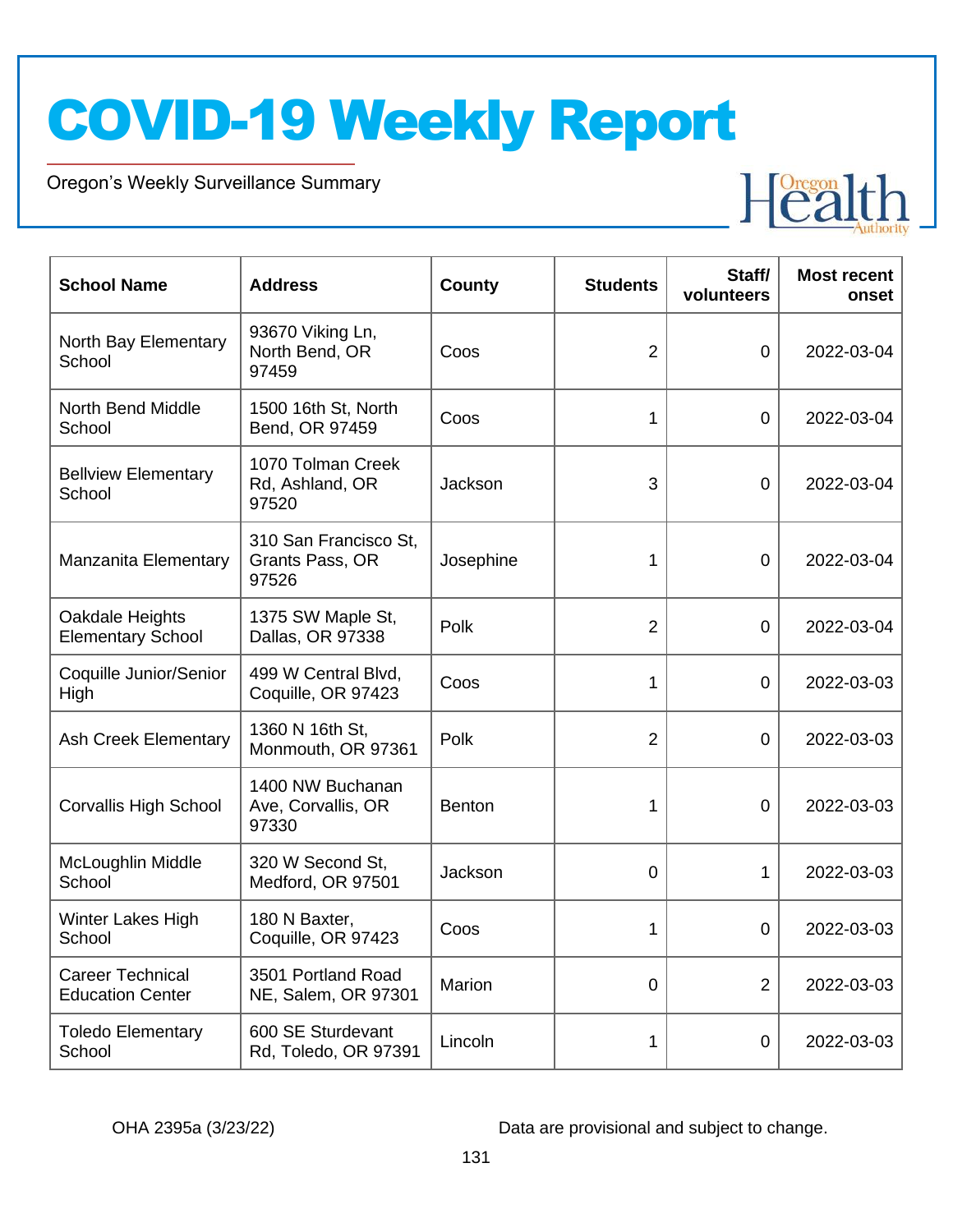# COVID-19 Weekly Report

Oregon's Weekly Surveillance Summary

| School Name | Address | County | Students | Staff/ volunteers | Most recent onset |
|---|---|---|---|---|---|
| North Bay Elementary School | 93670 Viking Ln, North Bend, OR 97459 | Coos | 2 | 0 | 2022-03-04 |
| North Bend Middle School | 1500 16th St, North Bend, OR 97459 | Coos | 1 | 0 | 2022-03-04 |
| Bellview Elementary School | 1070 Tolman Creek Rd, Ashland, OR 97520 | Jackson | 3 | 0 | 2022-03-04 |
| Manzanita Elementary | 310 San Francisco St, Grants Pass, OR 97526 | Josephine | 1 | 0 | 2022-03-04 |
| Oakdale Heights Elementary School | 1375 SW Maple St, Dallas, OR 97338 | Polk | 2 | 0 | 2022-03-04 |
| Coquille Junior/Senior High | 499 W Central Blvd, Coquille, OR 97423 | Coos | 1 | 0 | 2022-03-03 |
| Ash Creek Elementary | 1360 N 16th St, Monmouth, OR 97361 | Polk | 2 | 0 | 2022-03-03 |
| Corvallis High School | 1400 NW Buchanan Ave, Corvallis, OR 97330 | Benton | 1 | 0 | 2022-03-03 |
| McLoughlin Middle School | 320 W Second St, Medford, OR 97501 | Jackson | 0 | 1 | 2022-03-03 |
| Winter Lakes High School | 180 N Baxter, Coquille, OR 97423 | Coos | 1 | 0 | 2022-03-03 |
| Career Technical Education Center | 3501 Portland Road NE, Salem, OR 97301 | Marion | 0 | 2 | 2022-03-03 |
| Toledo Elementary School | 600 SE Sturdevant Rd, Toledo, OR 97391 | Lincoln | 1 | 0 | 2022-03-03 |

OHA 2395a (3/23/22)

Data are provisional and subject to change.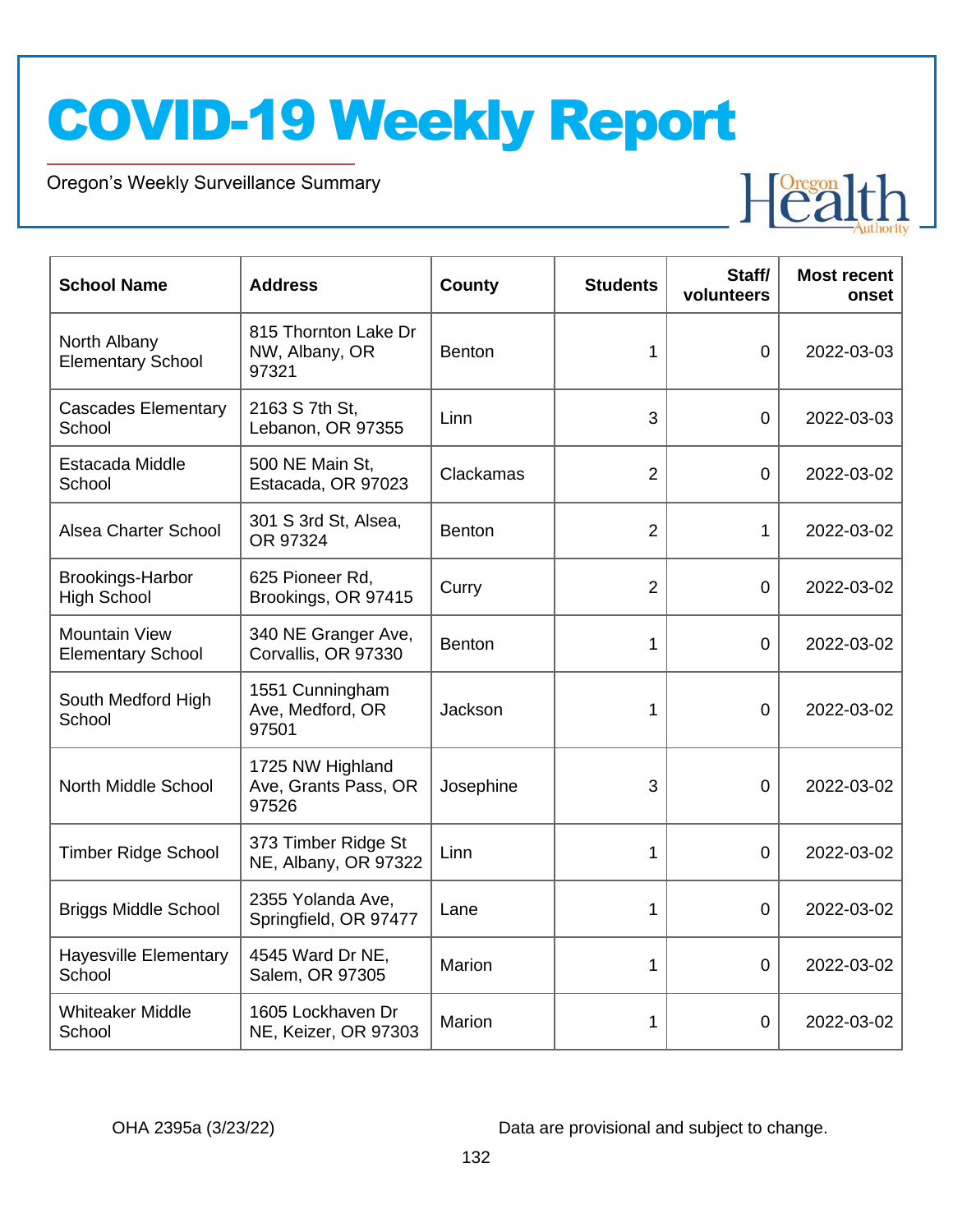# COVID-19 Weekly Report

Oregon's Weekly Surveillance Summary

| School Name | Address | County | Students | Staff/ volunteers | Most recent onset |
|---|---|---|---|---|---|
| North Albany Elementary School | 815 Thornton Lake Dr NW, Albany, OR 97321 | Benton | 1 | 0 | 2022-03-03 |
| Cascades Elementary School | 2163 S 7th St, Lebanon, OR 97355 | Linn | 3 | 0 | 2022-03-03 |
| Estacada Middle School | 500 NE Main St, Estacada, OR 97023 | Clackamas | 2 | 0 | 2022-03-02 |
| Alsea Charter School | 301 S 3rd St, Alsea, OR 97324 | Benton | 2 | 1 | 2022-03-02 |
| Brookings-Harbor High School | 625 Pioneer Rd, Brookings, OR 97415 | Curry | 2 | 0 | 2022-03-02 |
| Mountain View Elementary School | 340 NE Granger Ave, Corvallis, OR 97330 | Benton | 1 | 0 | 2022-03-02 |
| South Medford High School | 1551 Cunningham Ave, Medford, OR 97501 | Jackson | 1 | 0 | 2022-03-02 |
| North Middle School | 1725 NW Highland Ave, Grants Pass, OR 97526 | Josephine | 3 | 0 | 2022-03-02 |
| Timber Ridge School | 373 Timber Ridge St NE, Albany, OR 97322 | Linn | 1 | 0 | 2022-03-02 |
| Briggs Middle School | 2355 Yolanda Ave, Springfield, OR 97477 | Lane | 1 | 0 | 2022-03-02 |
| Hayesville Elementary School | 4545 Ward Dr NE, Salem, OR 97305 | Marion | 1 | 0 | 2022-03-02 |
| Whiteaker Middle School | 1605 Lockhaven Dr NE, Keizer, OR 97303 | Marion | 1 | 0 | 2022-03-02 |

OHA 2395a (3/23/22)

Data are provisional and subject to change.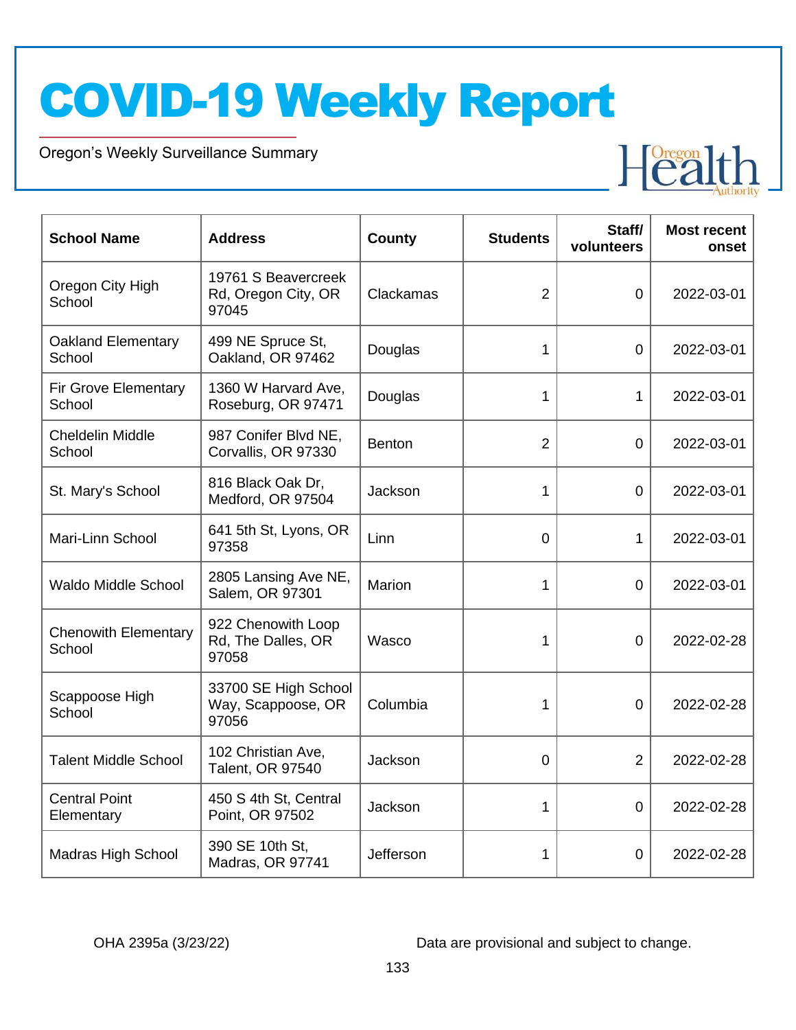# COVID-19 Weekly Report

Oregon's Weekly Surveillance Summary

| School Name | Address | County | Students | Staff/ volunteers | Most recent onset |
|---|---|---|---|---|---|
| Oregon City High School | 19761 S Beavercreek Rd, Oregon City, OR 97045 | Clackamas | 2 | 0 | 2022-03-01 |
| Oakland Elementary School | 499 NE Spruce St, Oakland, OR 97462 | Douglas | 1 | 0 | 2022-03-01 |
| Fir Grove Elementary School | 1360 W Harvard Ave, Roseburg, OR 97471 | Douglas | 1 | 1 | 2022-03-01 |
| Cheldelin Middle School | 987 Conifer Blvd NE, Corvallis, OR 97330 | Benton | 2 | 0 | 2022-03-01 |
| St. Mary's School | 816 Black Oak Dr, Medford, OR 97504 | Jackson | 1 | 0 | 2022-03-01 |
| Mari-Linn School | 641 5th St, Lyons, OR 97358 | Linn | 0 | 1 | 2022-03-01 |
| Waldo Middle School | 2805 Lansing Ave NE, Salem, OR 97301 | Marion | 1 | 0 | 2022-03-01 |
| Chenowith Elementary School | 922 Chenowith Loop Rd, The Dalles, OR 97058 | Wasco | 1 | 0 | 2022-02-28 |
| Scappoose High School | 33700 SE High School Way, Scappoose, OR 97056 | Columbia | 1 | 0 | 2022-02-28 |
| Talent Middle School | 102 Christian Ave, Talent, OR 97540 | Jackson | 0 | 2 | 2022-02-28 |
| Central Point Elementary | 450 S 4th St, Central Point, OR 97502 | Jackson | 1 | 0 | 2022-02-28 |
| Madras High School | 390 SE 10th St, Madras, OR 97741 | Jefferson | 1 | 0 | 2022-02-28 |

OHA 2395a (3/23/22) Data are provisional and subject to change.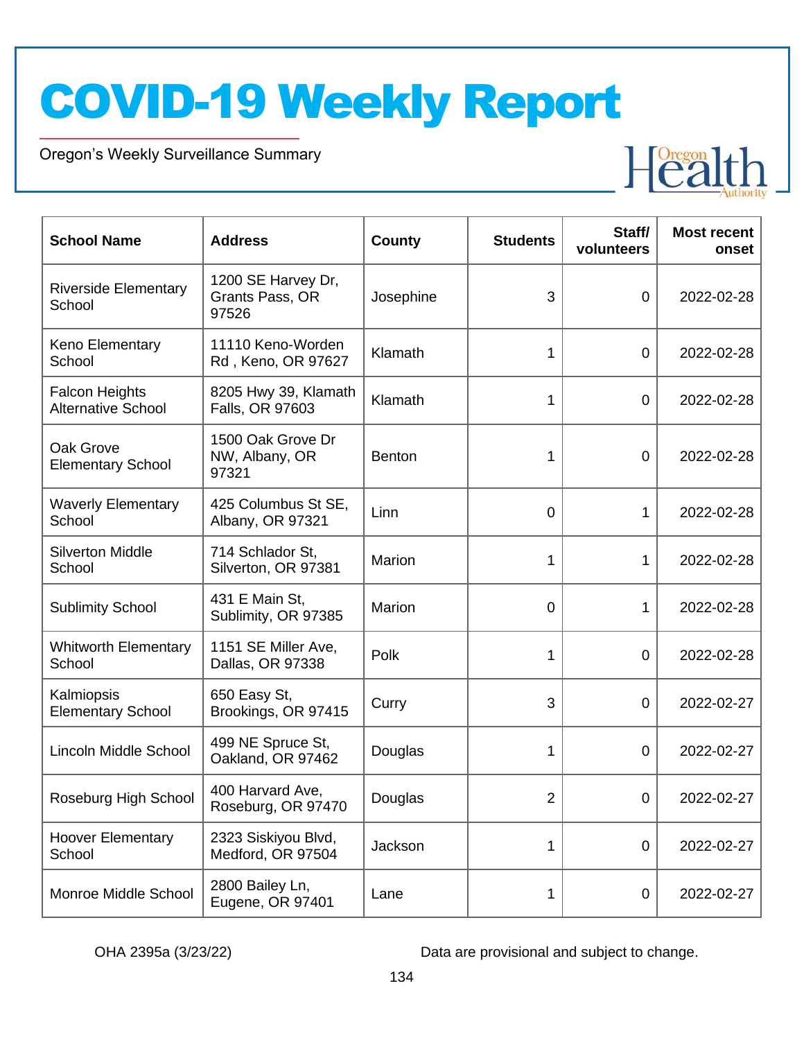# COVID-19 Weekly Report

Oregon's Weekly Surveillance Summary

| School Name | Address | County | Students | Staff/ volunteers | Most recent onset |
|---|---|---|---|---|---|
| Riverside Elementary School | 1200 SE Harvey Dr, Grants Pass, OR 97526 | Josephine | 3 | 0 | 2022-02-28 |
| Keno Elementary School | 11110 Keno-Worden Rd , Keno, OR 97627 | Klamath | 1 | 0 | 2022-02-28 |
| Falcon Heights Alternative School | 8205 Hwy 39, Klamath Falls, OR 97603 | Klamath | 1 | 0 | 2022-02-28 |
| Oak Grove Elementary School | 1500 Oak Grove Dr NW, Albany, OR 97321 | Benton | 1 | 0 | 2022-02-28 |
| Waverly Elementary School | 425 Columbus St SE, Albany, OR 97321 | Linn | 0 | 1 | 2022-02-28 |
| Silverton Middle School | 714 Schlador St, Silverton, OR 97381 | Marion | 1 | 1 | 2022-02-28 |
| Sublimity School | 431 E Main St, Sublimity, OR 97385 | Marion | 0 | 1 | 2022-02-28 |
| Whitworth Elementary School | 1151 SE Miller Ave, Dallas, OR 97338 | Polk | 1 | 0 | 2022-02-28 |
| Kalmiopsis Elementary School | 650 Easy St, Brookings, OR 97415 | Curry | 3 | 0 | 2022-02-27 |
| Lincoln Middle School | 499 NE Spruce St, Oakland, OR 97462 | Douglas | 1 | 0 | 2022-02-27 |
| Roseburg High School | 400 Harvard Ave, Roseburg, OR 97470 | Douglas | 2 | 0 | 2022-02-27 |
| Hoover Elementary School | 2323 Siskiyou Blvd, Medford, OR 97504 | Jackson | 1 | 0 | 2022-02-27 |
| Monroe Middle School | 2800 Bailey Ln, Eugene, OR 97401 | Lane | 1 | 0 | 2022-02-27 |

OHA 2395a (3/23/22)

Data are provisional and subject to change.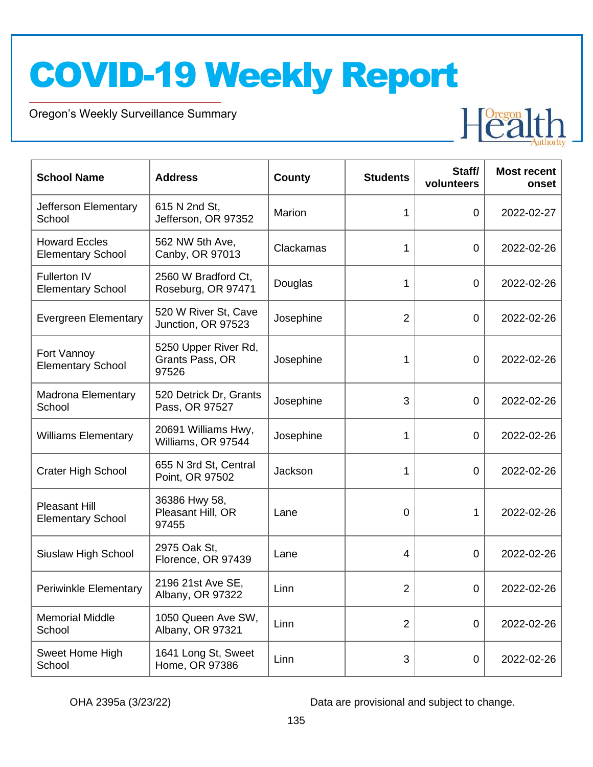# COVID-19 Weekly Report

Oregon's Weekly Surveillance Summary

| School Name | Address | County | Students | Staff/ volunteers | Most recent onset |
|---|---|---|---|---|---|
| Jefferson Elementary School | 615 N 2nd St, Jefferson, OR 97352 | Marion | 1 | 0 | 2022-02-27 |
| Howard Eccles Elementary School | 562 NW 5th Ave, Canby, OR 97013 | Clackamas | 1 | 0 | 2022-02-26 |
| Fullerton IV Elementary School | 2560 W Bradford Ct, Roseburg, OR 97471 | Douglas | 1 | 0 | 2022-02-26 |
| Evergreen Elementary | 520 W River St, Cave Junction, OR 97523 | Josephine | 2 | 0 | 2022-02-26 |
| Fort Vannoy Elementary School | 5250 Upper River Rd, Grants Pass, OR 97526 | Josephine | 1 | 0 | 2022-02-26 |
| Madrona Elementary School | 520 Detrick Dr, Grants Pass, OR 97527 | Josephine | 3 | 0 | 2022-02-26 |
| Williams Elementary | 20691 Williams Hwy, Williams, OR 97544 | Josephine | 1 | 0 | 2022-02-26 |
| Crater High School | 655 N 3rd St, Central Point, OR 97502 | Jackson | 1 | 0 | 2022-02-26 |
| Pleasant Hill Elementary School | 36386 Hwy 58, Pleasant Hill, OR 97455 | Lane | 0 | 1 | 2022-02-26 |
| Siuslaw High School | 2975 Oak St, Florence, OR 97439 | Lane | 4 | 0 | 2022-02-26 |
| Periwinkle Elementary | 2196 21st Ave SE, Albany, OR 97322 | Linn | 2 | 0 | 2022-02-26 |
| Memorial Middle School | 1050 Queen Ave SW, Albany, OR 97321 | Linn | 2 | 0 | 2022-02-26 |
| Sweet Home High School | 1641 Long St, Sweet Home, OR 97386 | Linn | 3 | 0 | 2022-02-26 |

OHA 2395a (3/23/22) Data are provisional and subject to change.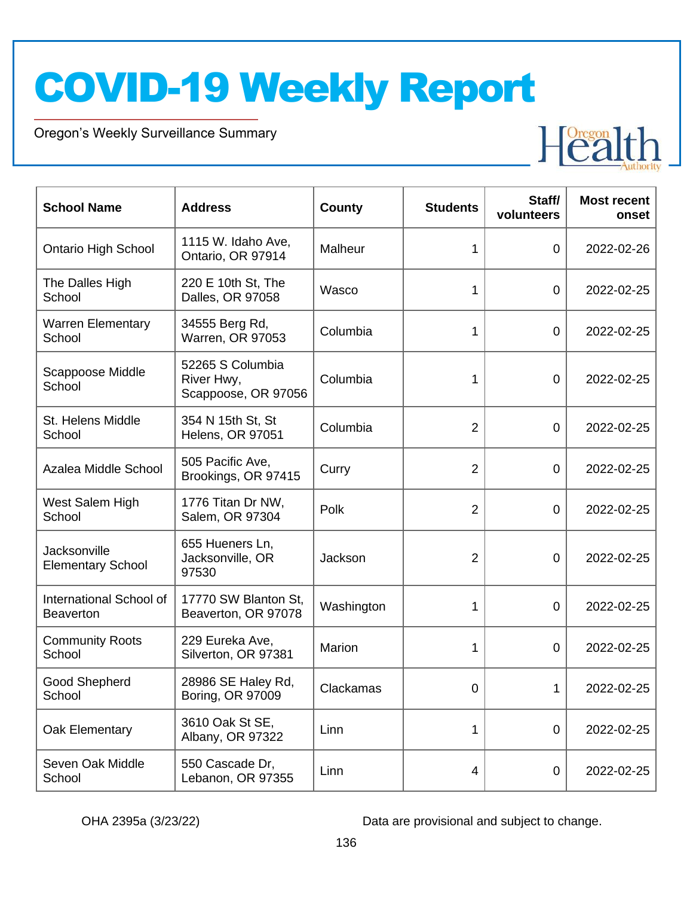| School Name | Address | County | Students | Staff/ volunteers | Most recent onset |
|---|---|---|---|---|---|
| Ontario High School | 1115 W. Idaho Ave, Ontario, OR 97914 | Malheur | 1 | 0 | 2022-02-26 |
| The Dalles High School | 220 E 10th St, The Dalles, OR 97058 | Wasco | 1 | 0 | 2022-02-25 |
| Warren Elementary School | 34555 Berg Rd, Warren, OR 97053 | Columbia | 1 | 0 | 2022-02-25 |
| Scappoose Middle School | 52265 S Columbia River Hwy, Scappoose, OR 97056 | Columbia | 1 | 0 | 2022-02-25 |
| St. Helens Middle School | 354 N 15th St, St Helens, OR 97051 | Columbia | 2 | 0 | 2022-02-25 |
| Azalea Middle School | 505 Pacific Ave, Brookings, OR 97415 | Curry | 2 | 0 | 2022-02-25 |
| West Salem High School | 1776 Titan Dr NW, Salem, OR 97304 | Polk | 2 | 0 | 2022-02-25 |
| Jacksonville Elementary School | 655 Hueners Ln, Jacksonville, OR 97530 | Jackson | 2 | 0 | 2022-02-25 |
| International School of Beaverton | 17770 SW Blanton St, Beaverton, OR 97078 | Washington | 1 | 0 | 2022-02-25 |
| Community Roots School | 229 Eureka Ave, Silverton, OR 97381 | Marion | 1 | 0 | 2022-02-25 |
| Good Shepherd School | 28986 SE Haley Rd, Boring, OR 97009 | Clackamas | 0 | 1 | 2022-02-25 |
| Oak Elementary | 3610 Oak St SE, Albany, OR 97322 | Linn | 1 | 0 | 2022-02-25 |
| Seven Oak Middle School | 550 Cascade Dr, Lebanon, OR 97355 | Linn | 4 | 0 | 2022-02-25 |

OHA 2395a (3/23/22) Data are provisional and subject to change.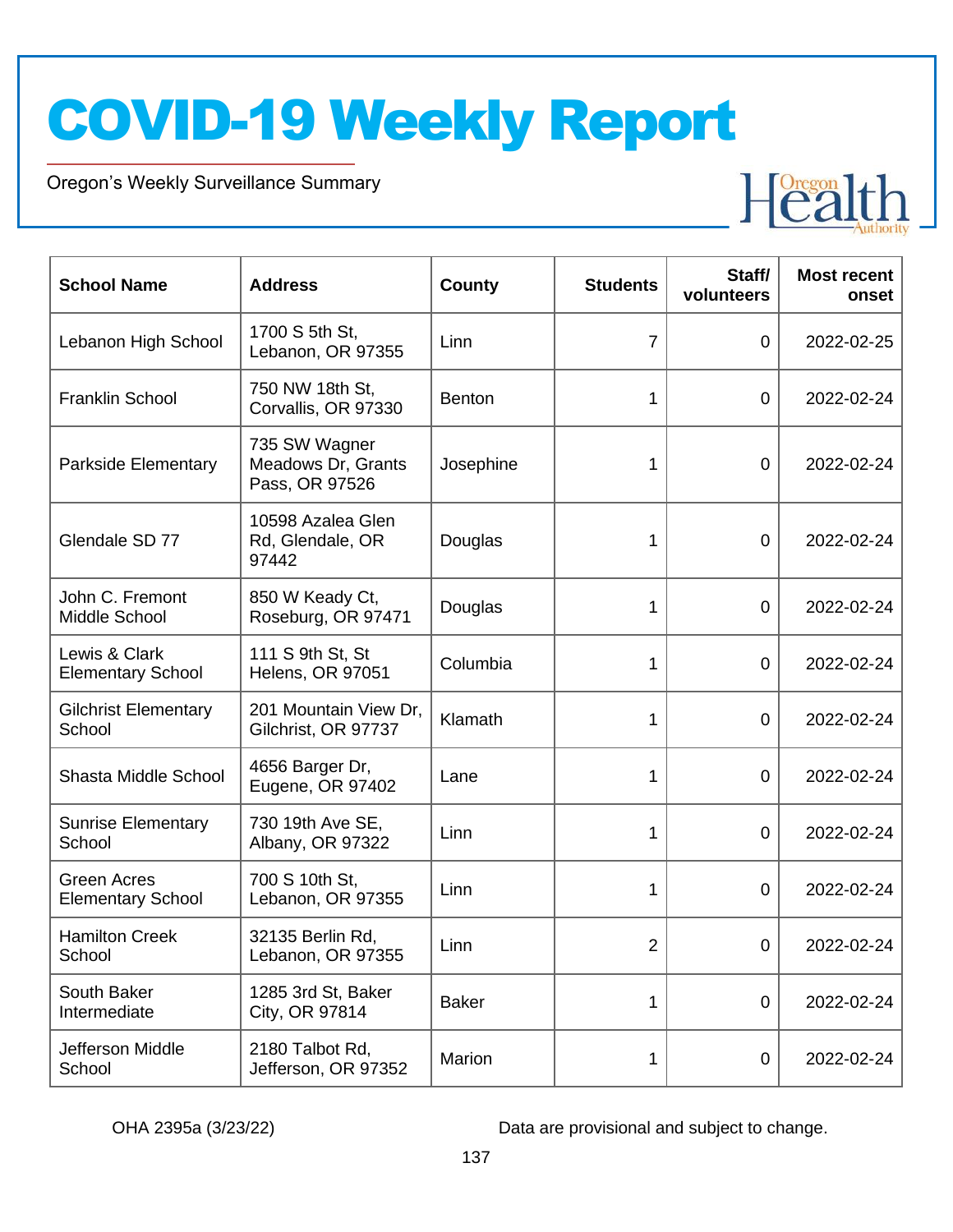| School Name | Address | County | Students | Staff/ volunteers | Most recent onset |
|---|---|---|---|---|---|
| Lebanon High School | 1700 S 5th St, Lebanon, OR 97355 | Linn | 7 | 0 | 2022-02-25 |
| Franklin School | 750 NW 18th St, Corvallis, OR 97330 | Benton | 1 | 0 | 2022-02-24 |
| Parkside Elementary | 735 SW Wagner Meadows Dr, Grants Pass, OR 97526 | Josephine | 1 | 0 | 2022-02-24 |
| Glendale SD 77 | 10598 Azalea Glen Rd, Glendale, OR 97442 | Douglas | 1 | 0 | 2022-02-24 |
| John C. Fremont Middle School | 850 W Keady Ct, Roseburg, OR 97471 | Douglas | 1 | 0 | 2022-02-24 |
| Lewis & Clark Elementary School | 111 S 9th St, St Helens, OR 97051 | Columbia | 1 | 0 | 2022-02-24 |
| Gilchrist Elementary School | 201 Mountain View Dr, Gilchrist, OR 97737 | Klamath | 1 | 0 | 2022-02-24 |
| Shasta Middle School | 4656 Barger Dr, Eugene, OR 97402 | Lane | 1 | 0 | 2022-02-24 |
| Sunrise Elementary School | 730 19th Ave SE, Albany, OR 97322 | Linn | 1 | 0 | 2022-02-24 |
| Green Acres Elementary School | 700 S 10th St, Lebanon, OR 97355 | Linn | 1 | 0 | 2022-02-24 |
| Hamilton Creek School | 32135 Berlin Rd, Lebanon, OR 97355 | Linn | 2 | 0 | 2022-02-24 |
| South Baker Intermediate | 1285 3rd St, Baker City, OR 97814 | Baker | 1 | 0 | 2022-02-24 |
| Jefferson Middle School | 2180 Talbot Rd, Jefferson, OR 97352 | Marion | 1 | 0 | 2022-02-24 |

OHA 2395a (3/23/22)

Data are provisional and subject to change.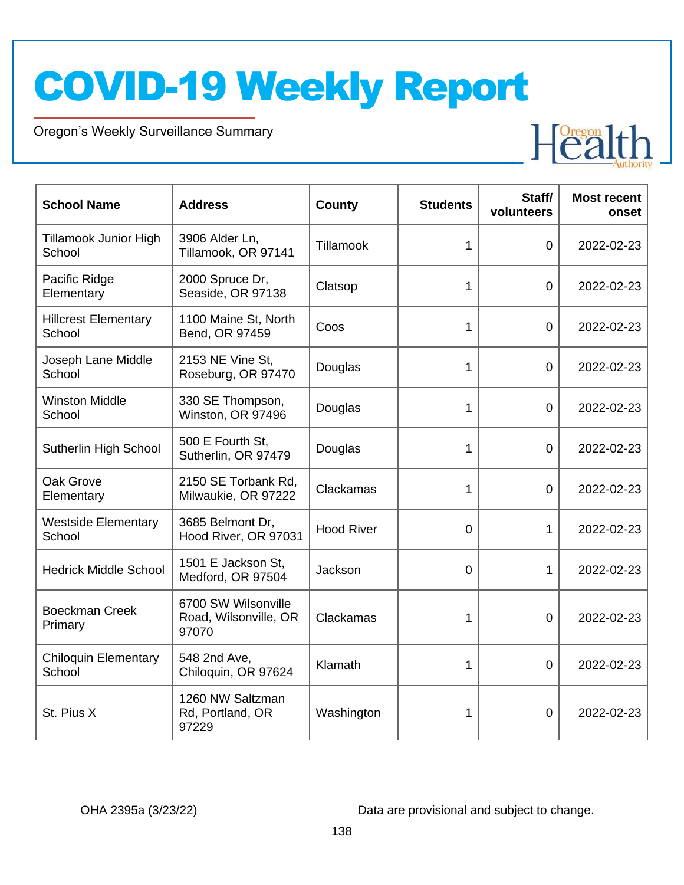# COVID-19 Weekly Report

Oregon's Weekly Surveillance Summary

| School Name | Address | County | Students | Staff/ volunteers | Most recent onset |
|---|---|---|---|---|---|
| Tillamook Junior High School | 3906 Alder Ln, Tillamook, OR 97141 | Tillamook | 1 | 0 | 2022-02-23 |
| Pacific Ridge Elementary | 2000 Spruce Dr, Seaside, OR 97138 | Clatsop | 1 | 0 | 2022-02-23 |
| Hillcrest Elementary School | 1100 Maine St, North Bend, OR 97459 | Coos | 1 | 0 | 2022-02-23 |
| Joseph Lane Middle School | 2153 NE Vine St, Roseburg, OR 97470 | Douglas | 1 | 0 | 2022-02-23 |
| Winston Middle School | 330 SE Thompson, Winston, OR 97496 | Douglas | 1 | 0 | 2022-02-23 |
| Sutherlin High School | 500 E Fourth St, Sutherlin, OR 97479 | Douglas | 1 | 0 | 2022-02-23 |
| Oak Grove Elementary | 2150 SE Torbank Rd, Milwaukie, OR 97222 | Clackamas | 1 | 0 | 2022-02-23 |
| Westside Elementary School | 3685 Belmont Dr, Hood River, OR 97031 | Hood River | 0 | 1 | 2022-02-23 |
| Hedrick Middle School | 1501 E Jackson St, Medford, OR 97504 | Jackson | 0 | 1 | 2022-02-23 |
| Boeckman Creek Primary | 6700 SW Wilsonville Road, Wilsonville, OR 97070 | Clackamas | 1 | 0 | 2022-02-23 |
| Chiloquin Elementary School | 548 2nd Ave, Chiloquin, OR 97624 | Klamath | 1 | 0 | 2022-02-23 |
| St. Pius X | 1260 NW Saltzman Rd, Portland, OR 97229 | Washington | 1 | 0 | 2022-02-23 |

OHA 2395a (3/23/22) Data are provisional and subject to change.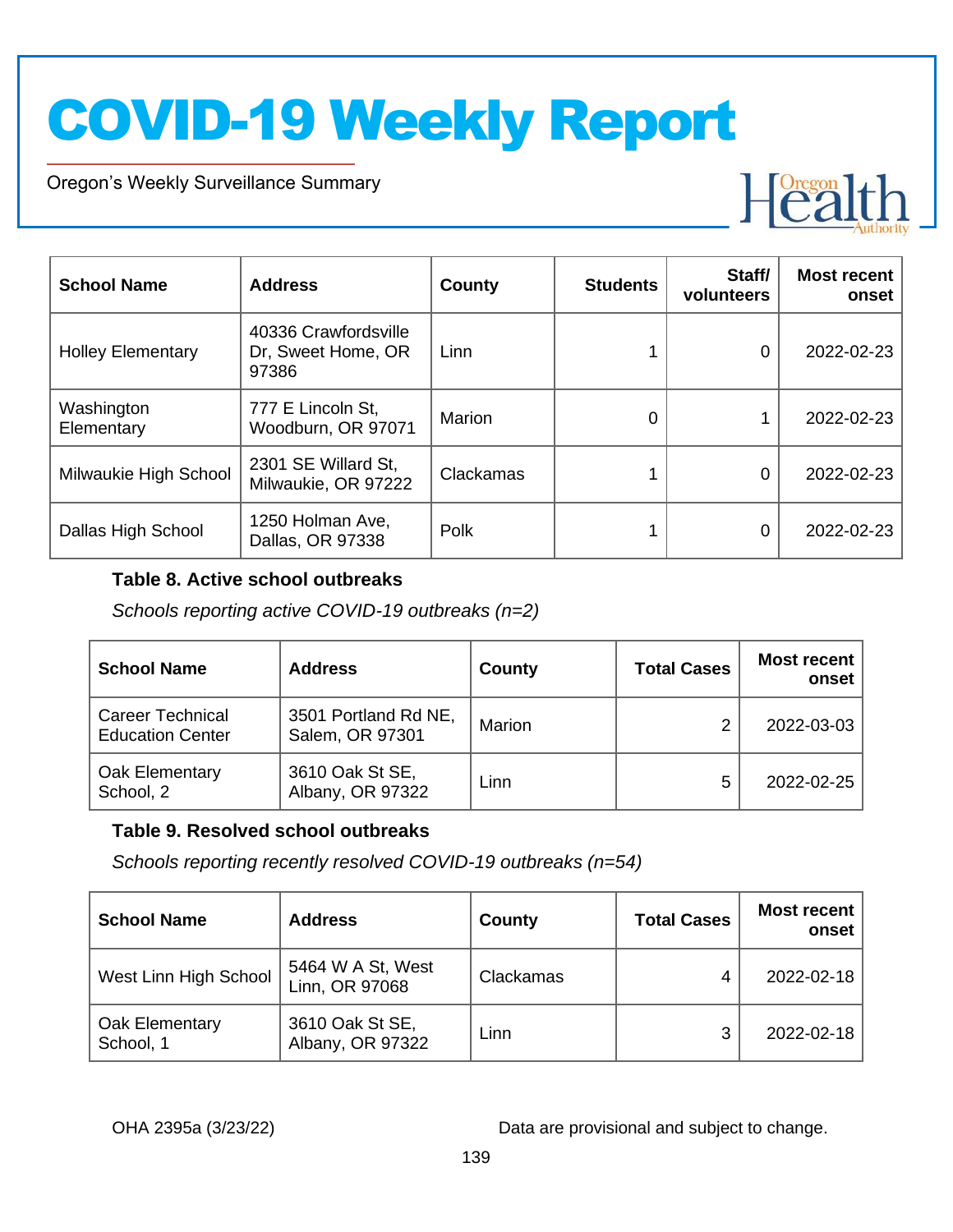| School Name | Address | County | Students | Staff/ volunteers | Most recent onset |
|---|---|---|---|---|---|
| Holley Elementary | 40336 Crawfordsville Dr, Sweet Home, OR 97386 | Linn | 1 | 0 | 2022-02-23 |
| Washington Elementary | 777 E Lincoln St, Woodburn, OR 97071 | Marion | 0 | 1 | 2022-02-23 |
| Milwaukie High School | 2301 SE Willard St, Milwaukie, OR 97222 | Clackamas | 1 | 0 | 2022-02-23 |
| Dallas High School | 1250 Holman Ave, Dallas, OR 97338 | Polk | 1 | 0 | 2022-02-23 |

**Table 8. Active school outbreaks**

*Schools reporting active COVID-19 outbreaks (n=2)*

| School Name | Address | County | Total Cases | Most recent onset |
|---|---|---|---|---|
| Career Technical Education Center | 3501 Portland Rd NE, Salem, OR 97301 | Marion | 2 | 2022-03-03 |
| Oak Elementary School, 2 | 3610 Oak St SE, Albany, OR 97322 | Linn | 5 | 2022-02-25 |

**Table 9. Resolved school outbreaks**

*Schools reporting recently resolved COVID-19 outbreaks (n=54)*

| School Name | Address | County | Total Cases | Most recent onset |
|---|---|---|---|---|
| West Linn High School | 5464 W A St, West Linn, OR 97068 | Clackamas | 4 | 2022-02-18 |
| Oak Elementary School, 1 | 3610 Oak St SE, Albany, OR 97322 | Linn | 3 | 2022-02-18 |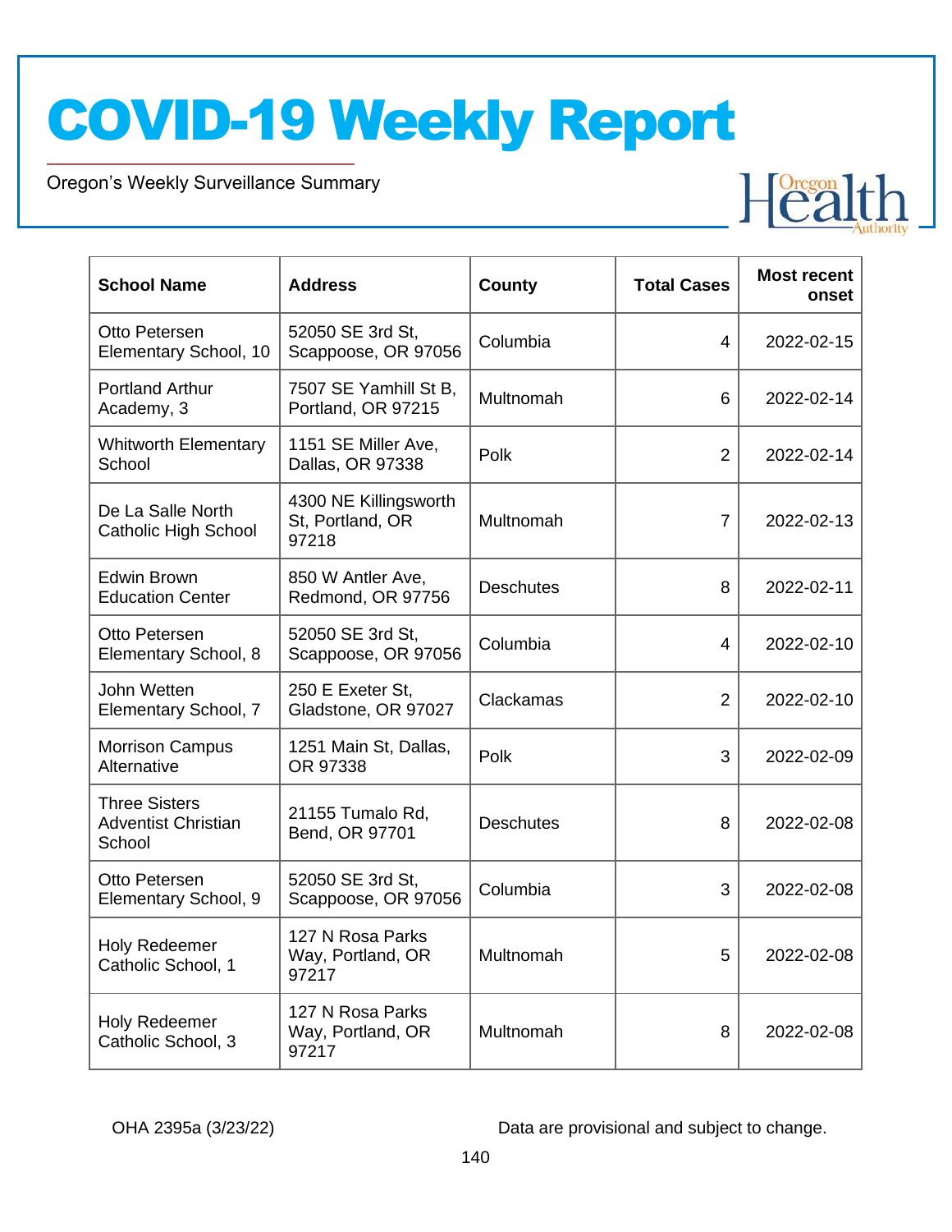| School Name | Address | County | Total Cases | Most recent onset |
|---|---|---|---|---|
| Otto Petersen Elementary School, 10 | 52050 SE 3rd St, Scappoose, OR 97056 | Columbia | 4 | 2022-02-15 |
| Portland Arthur Academy, 3 | 7507 SE Yamhill St B, Portland, OR 97215 | Multnomah | 6 | 2022-02-14 |
| Whitworth Elementary School | 1151 SE Miller Ave, Dallas, OR 97338 | Polk | 2 | 2022-02-14 |
| De La Salle North Catholic High School | 4300 NE Killingsworth St, Portland, OR 97218 | Multnomah | 7 | 2022-02-13 |
| Edwin Brown Education Center | 850 W Antler Ave, Redmond, OR 97756 | Deschutes | 8 | 2022-02-11 |
| Otto Petersen Elementary School, 8 | 52050 SE 3rd St, Scappoose, OR 97056 | Columbia | 4 | 2022-02-10 |
| John Wetten Elementary School, 7 | 250 E Exeter St, Gladstone, OR 97027 | Clackamas | 2 | 2022-02-10 |
| Morrison Campus Alternative | 1251 Main St, Dallas, OR 97338 | Polk | 3 | 2022-02-09 |
| Three Sisters Adventist Christian School | 21155 Tumalo Rd, Bend, OR 97701 | Deschutes | 8 | 2022-02-08 |
| Otto Petersen Elementary School, 9 | 52050 SE 3rd St, Scappoose, OR 97056 | Columbia | 3 | 2022-02-08 |
| Holy Redeemer Catholic School, 1 | 127 N Rosa Parks Way, Portland, OR 97217 | Multnomah | 5 | 2022-02-08 |
| Holy Redeemer Catholic School, 3 | 127 N Rosa Parks Way, Portland, OR 97217 | Multnomah | 8 | 2022-02-08 |

OHA 2395a (3/23/22)

Data are provisional and subject to change.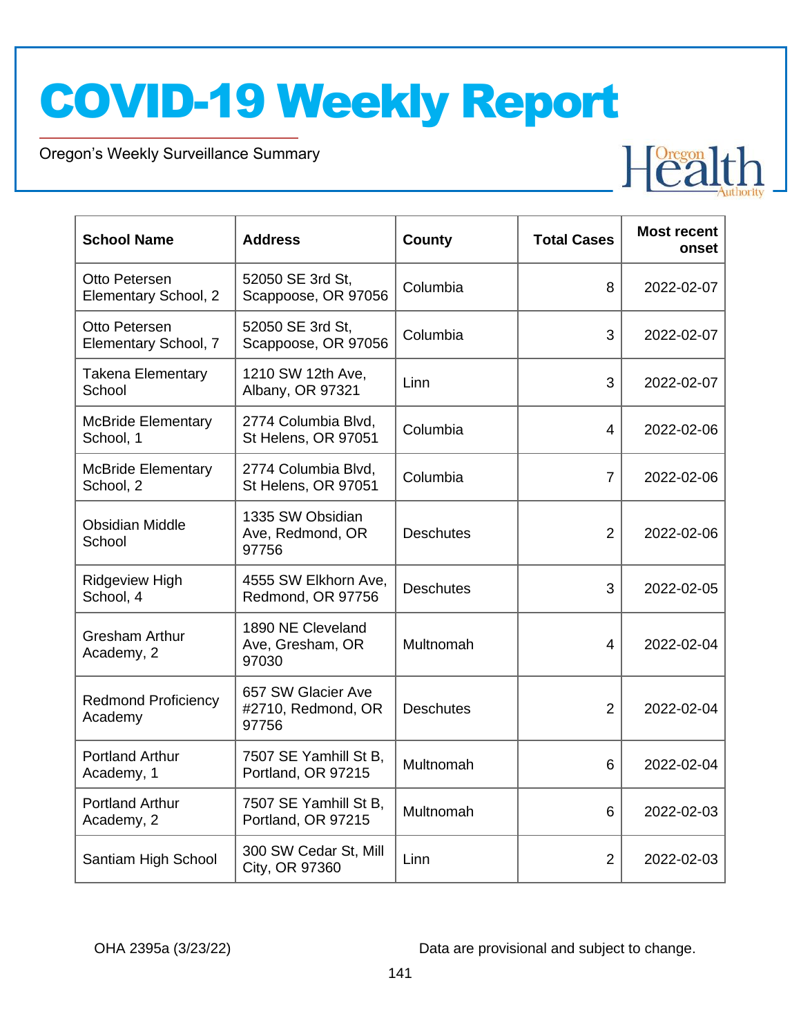| School Name | Address | County | Total Cases | Most recent onset |
|---|---|---|---|---|
| Otto Petersen Elementary School, 2 | 52050 SE 3rd St, Scappoose, OR 97056 | Columbia | 8 | 2022-02-07 |
| Otto Petersen Elementary School, 7 | 52050 SE 3rd St, Scappoose, OR 97056 | Columbia | 3 | 2022-02-07 |
| Takena Elementary School | 1210 SW 12th Ave, Albany, OR 97321 | Linn | 3 | 2022-02-07 |
| McBride Elementary School, 1 | 2774 Columbia Blvd, St Helens, OR 97051 | Columbia | 4 | 2022-02-06 |
| McBride Elementary School, 2 | 2774 Columbia Blvd, St Helens, OR 97051 | Columbia | 7 | 2022-02-06 |
| Obsidian Middle School | 1335 SW Obsidian Ave, Redmond, OR 97756 | Deschutes | 2 | 2022-02-06 |
| Ridgeview High School, 4 | 4555 SW Elkhorn Ave, Redmond, OR 97756 | Deschutes | 3 | 2022-02-05 |
| Gresham Arthur Academy, 2 | 1890 NE Cleveland Ave, Gresham, OR 97030 | Multnomah | 4 | 2022-02-04 |
| Redmond Proficiency Academy | 657 SW Glacier Ave #2710, Redmond, OR 97756 | Deschutes | 2 | 2022-02-04 |
| Portland Arthur Academy, 1 | 7507 SE Yamhill St B, Portland, OR 97215 | Multnomah | 6 | 2022-02-04 |
| Portland Arthur Academy, 2 | 7507 SE Yamhill St B, Portland, OR 97215 | Multnomah | 6 | 2022-02-03 |
| Santiam High School | 300 SW Cedar St, Mill City, OR 97360 | Linn | 2 | 2022-02-03 |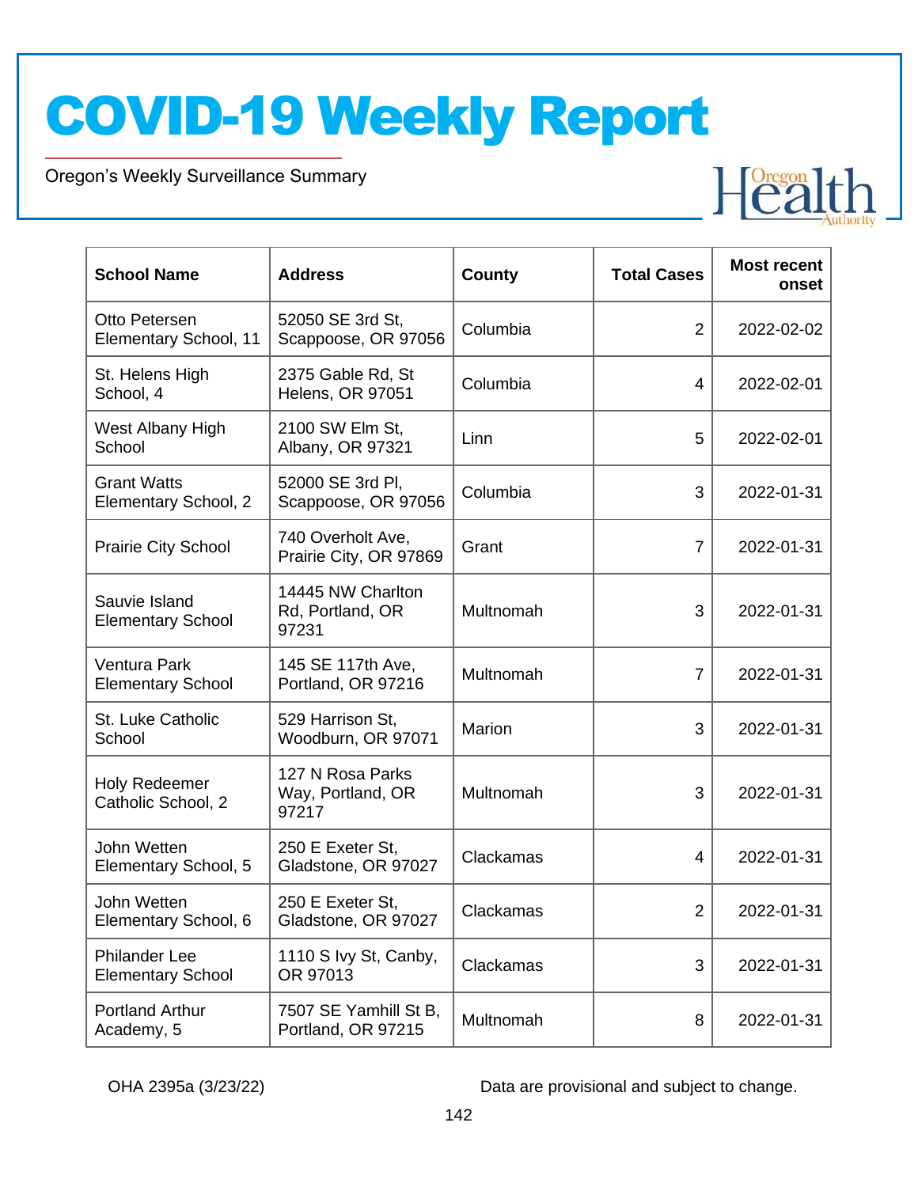| School Name | Address | County | Total Cases | Most recent onset |
|---|---|---|---|---|
| Otto Petersen Elementary School, 11 | 52050 SE 3rd St, Scappoose, OR 97056 | Columbia | 2 | 2022-02-02 |
| St. Helens High School, 4 | 2375 Gable Rd, St Helens, OR 97051 | Columbia | 4 | 2022-02-01 |
| West Albany High School | 2100 SW Elm St, Albany, OR 97321 | Linn | 5 | 2022-02-01 |
| Grant Watts Elementary School, 2 | 52000 SE 3rd Pl, Scappoose, OR 97056 | Columbia | 3 | 2022-01-31 |
| Prairie City School | 740 Overholt Ave, Prairie City, OR 97869 | Grant | 7 | 2022-01-31 |
| Sauvie Island Elementary School | 14445 NW Charlton Rd, Portland, OR 97231 | Multnomah | 3 | 2022-01-31 |
| Ventura Park Elementary School | 145 SE 117th Ave, Portland, OR 97216 | Multnomah | 7 | 2022-01-31 |
| St. Luke Catholic School | 529 Harrison St, Woodburn, OR 97071 | Marion | 3 | 2022-01-31 |
| Holy Redeemer Catholic School, 2 | 127 N Rosa Parks Way, Portland, OR 97217 | Multnomah | 3 | 2022-01-31 |
| John Wetten Elementary School, 5 | 250 E Exeter St, Gladstone, OR 97027 | Clackamas | 4 | 2022-01-31 |
| John Wetten Elementary School, 6 | 250 E Exeter St, Gladstone, OR 97027 | Clackamas | 2 | 2022-01-31 |
| Philander Lee Elementary School | 1110 S Ivy St, Canby, OR 97013 | Clackamas | 3 | 2022-01-31 |
| Portland Arthur Academy, 5 | 7507 SE Yamhill St B, Portland, OR 97215 | Multnomah | 8 | 2022-01-31 |

OHA 2395a (3/23/22) Data are provisional and subject to change.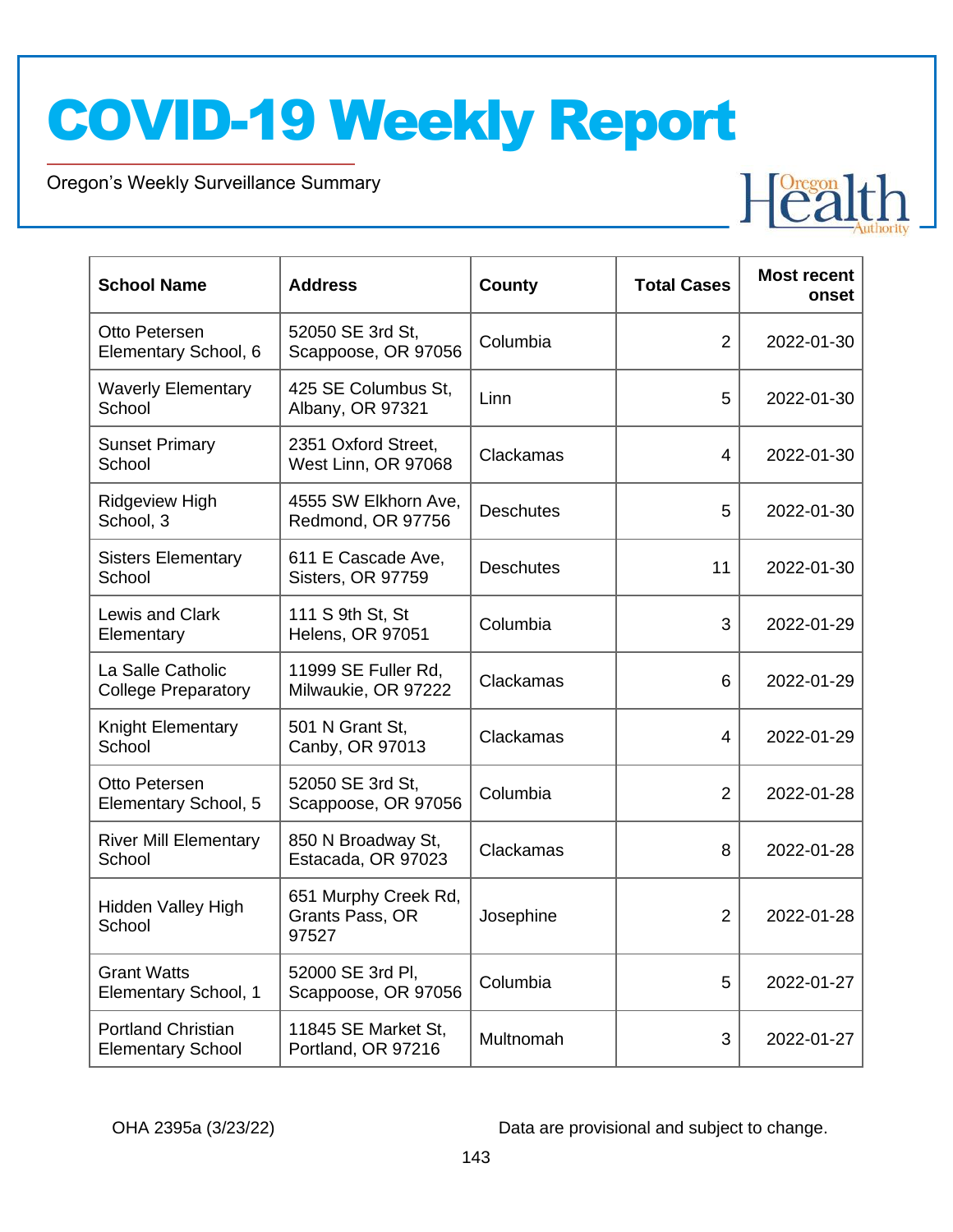| School Name | Address | County | Total Cases | Most recent onset |
|---|---|---|---|---|
| Otto Petersen Elementary School, 6 | 52050 SE 3rd St, Scappoose, OR 97056 | Columbia | 2 | 2022-01-30 |
| Waverly Elementary School | 425 SE Columbus St, Albany, OR 97321 | Linn | 5 | 2022-01-30 |
| Sunset Primary School | 2351 Oxford Street, West Linn, OR 97068 | Clackamas | 4 | 2022-01-30 |
| Ridgeview High School, 3 | 4555 SW Elkhorn Ave, Redmond, OR 97756 | Deschutes | 5 | 2022-01-30 |
| Sisters Elementary School | 611 E Cascade Ave, Sisters, OR 97759 | Deschutes | 11 | 2022-01-30 |
| Lewis and Clark Elementary | 111 S 9th St, St Helens, OR 97051 | Columbia | 3 | 2022-01-29 |
| La Salle Catholic College Preparatory | 11999 SE Fuller Rd, Milwaukie, OR 97222 | Clackamas | 6 | 2022-01-29 |
| Knight Elementary School | 501 N Grant St, Canby, OR 97013 | Clackamas | 4 | 2022-01-29 |
| Otto Petersen Elementary School, 5 | 52050 SE 3rd St, Scappoose, OR 97056 | Columbia | 2 | 2022-01-28 |
| River Mill Elementary School | 850 N Broadway St, Estacada, OR 97023 | Clackamas | 8 | 2022-01-28 |
| Hidden Valley High School | 651 Murphy Creek Rd, Grants Pass, OR 97527 | Josephine | 2 | 2022-01-28 |
| Grant Watts Elementary School, 1 | 52000 SE 3rd Pl, Scappoose, OR 97056 | Columbia | 5 | 2022-01-27 |
| Portland Christian Elementary School | 11845 SE Market St, Portland, OR 97216 | Multnomah | 3 | 2022-01-27 |

OHA 2395a (3/23/22) Data are provisional and subject to change.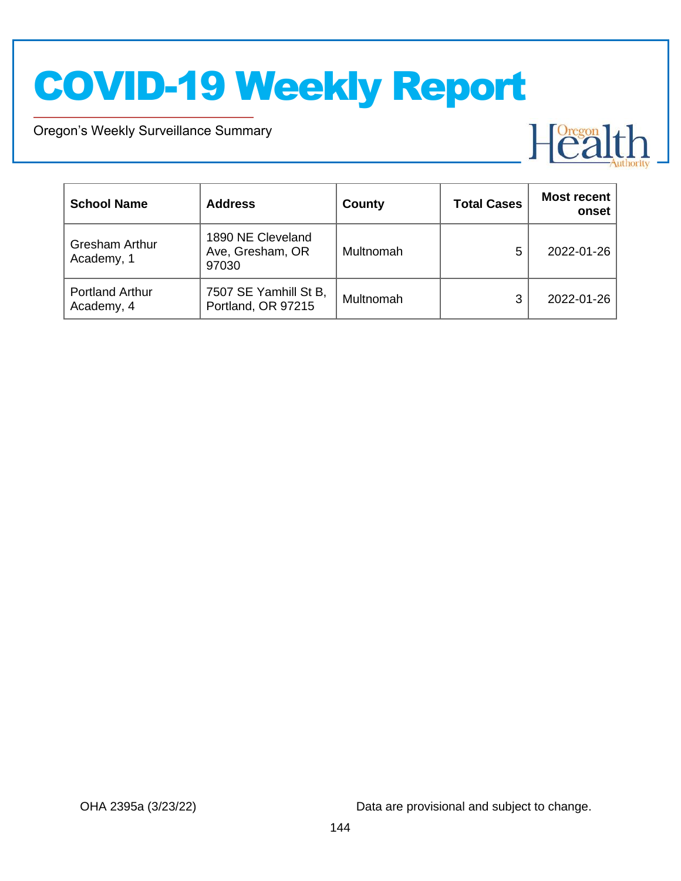| School Name | Address | County | Total Cases | Most recent onset |
|---|---|---|---|---|
| Gresham Arthur Academy, 1 | 1890 NE Cleveland Ave, Gresham, OR 97030 | Multnomah | 5 | 2022-01-26 |
| Portland Arthur Academy, 4 | 7507 SE Yamhill St B, Portland, OR 97215 | Multnomah | 3 | 2022-01-26 |